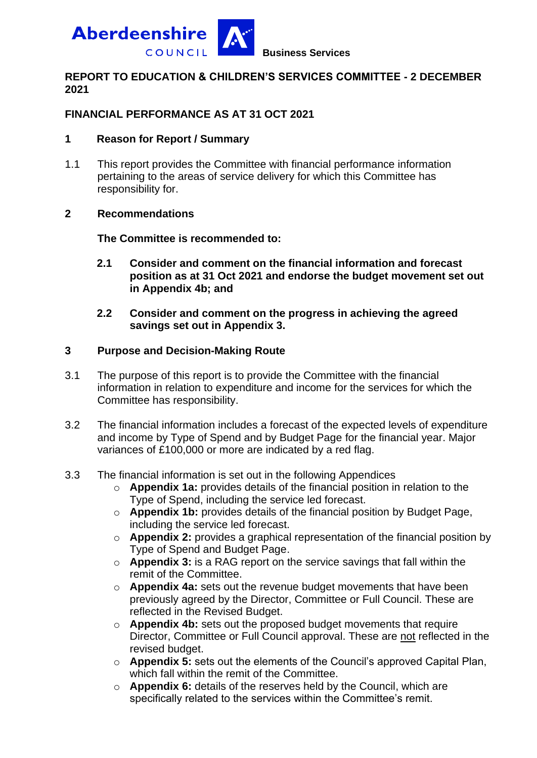**Aberdeenshire COUNCIL** **Business Services**

**REPORT TO EDUCATION & CHILDREN'S SERVICES COMMITTEE - 2 DECEMBER 2021**

**FINANCIAL PERFORMANCE AS AT 31 OCT 2021**

## 1 Reason for Report / Summary

1.1 This report provides the Committee with financial performance information pertaining to the areas of service delivery for which this Committee has responsibility for.

## 2 Recommendations

**The Committee is recommended to:**

**2.1 Consider and comment on the financial information and forecast position as at 31 Oct 2021 and endorse the budget movement set out in Appendix 4b; and**

**2.2 Consider and comment on the progress in achieving the agreed savings set out in Appendix 3.**

## 3 Purpose and Decision-Making Route

3.1 The purpose of this report is to provide the Committee with the financial information in relation to expenditure and income for the services for which the Committee has responsibility.

3.2 The financial information includes a forecast of the expected levels of expenditure and income by Type of Spend and by Budget Page for the financial year. Major variances of £100,000 or more are indicated by a red flag.

3.3 The financial information is set out in the following Appendices

- **Appendix 1a:** provides details of the financial position in relation to the Type of Spend, including the service led forecast.
- **Appendix 1b:** provides details of the financial position by Budget Page, including the service led forecast.
- **Appendix 2:** provides a graphical representation of the financial position by Type of Spend and Budget Page.
- **Appendix 3:** is a RAG report on the service savings that fall within the remit of the Committee.
- **Appendix 4a:** sets out the revenue budget movements that have been previously agreed by the Director, Committee or Full Council. These are reflected in the Revised Budget.
- **Appendix 4b:** sets out the proposed budget movements that require Director, Committee or Full Council approval. These are not reflected in the revised budget.
- **Appendix 5:** sets out the elements of the Council's approved Capital Plan, which fall within the remit of the Committee.
- **Appendix 6:** details of the reserves held by the Council, which are specifically related to the services within the Committee's remit.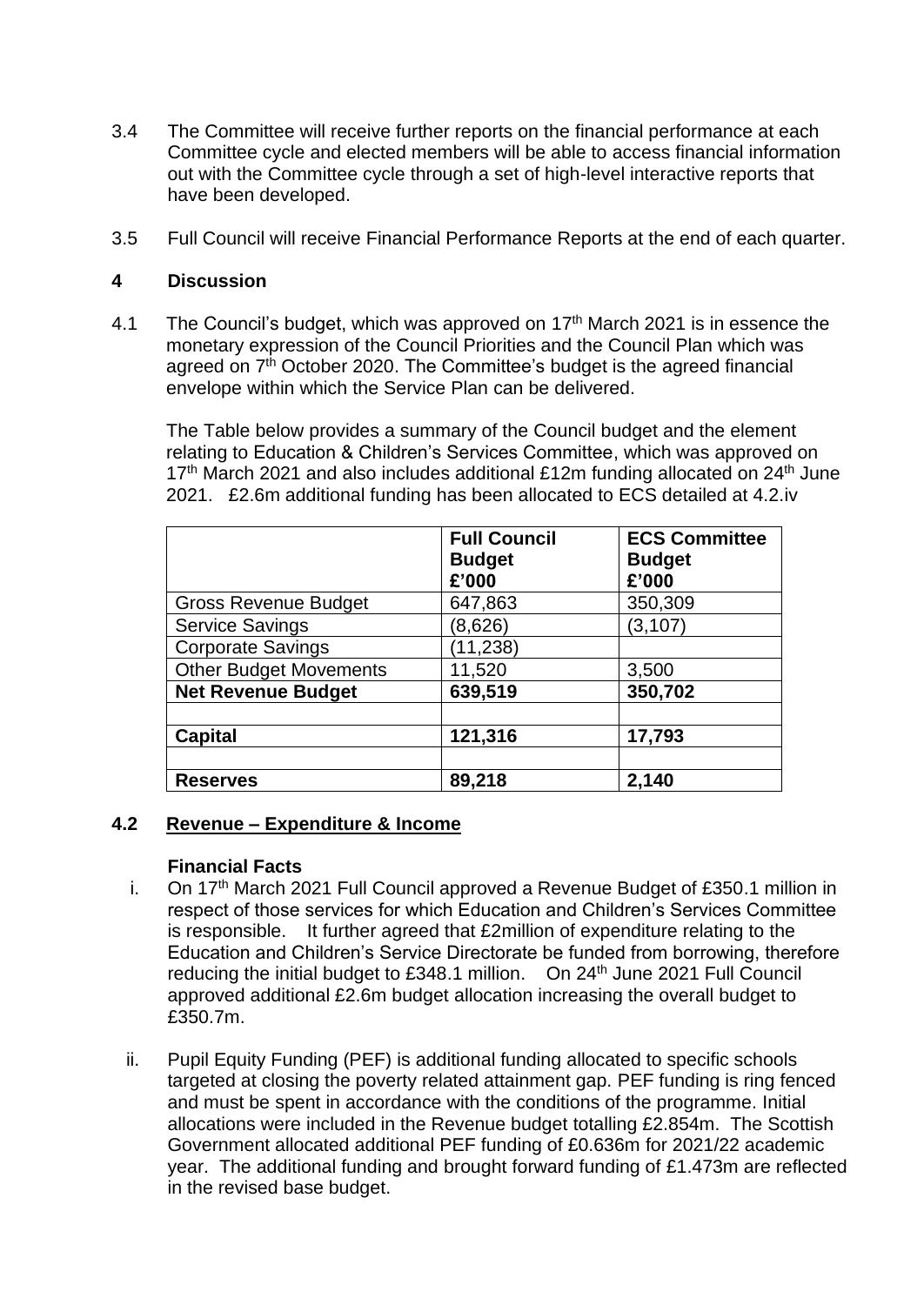3.4 The Committee will receive further reports on the financial performance at each Committee cycle and elected members will be able to access financial information out with the Committee cycle through a set of high-level interactive reports that have been developed.

3.5 Full Council will receive Financial Performance Reports at the end of each quarter.

## 4 Discussion

4.1 The Council's budget, which was approved on 17th March 2021 is in essence the monetary expression of the Council Priorities and the Council Plan which was agreed on 7th October 2020. The Committee's budget is the agreed financial envelope within which the Service Plan can be delivered.

The Table below provides a summary of the Council budget and the element relating to Education & Children's Services Committee, which was approved on 17th March 2021 and also includes additional £12m funding allocated on 24th June 2021. £2.6m additional funding has been allocated to ECS detailed at 4.2.iv

| | **Full Council Budget £'000** | **ECS Committee Budget £'000** |
|---|---|---|
| Gross Revenue Budget | 647,863 | 350,309 |
| Service Savings | (8,626) | (3,107) |
| Corporate Savings | (11,238) | |
| Other Budget Movements | 11,520 | 3,500 |
| **Net Revenue Budget** | **639,519** | **350,702** |
| | | |
| **Capital** | **121,316** | **17,793** |
| | | |
| **Reserves** | **89,218** | **2,140** |

### 4.2 Revenue – Expenditure & Income

**Financial Facts**

i. On 17th March 2021 Full Council approved a Revenue Budget of £350.1 million in respect of those services for which Education and Children's Services Committee is responsible. It further agreed that £2million of expenditure relating to the Education and Children's Service Directorate be funded from borrowing, therefore reducing the initial budget to £348.1 million. On 24th June 2021 Full Council approved additional £2.6m budget allocation increasing the overall budget to £350.7m.

ii. Pupil Equity Funding (PEF) is additional funding allocated to specific schools targeted at closing the poverty related attainment gap. PEF funding is ring fenced and must be spent in accordance with the conditions of the programme. Initial allocations were included in the Revenue budget totalling £2.854m. The Scottish Government allocated additional PEF funding of £0.636m for 2021/22 academic year. The additional funding and brought forward funding of £1.473m are reflected in the revised base budget.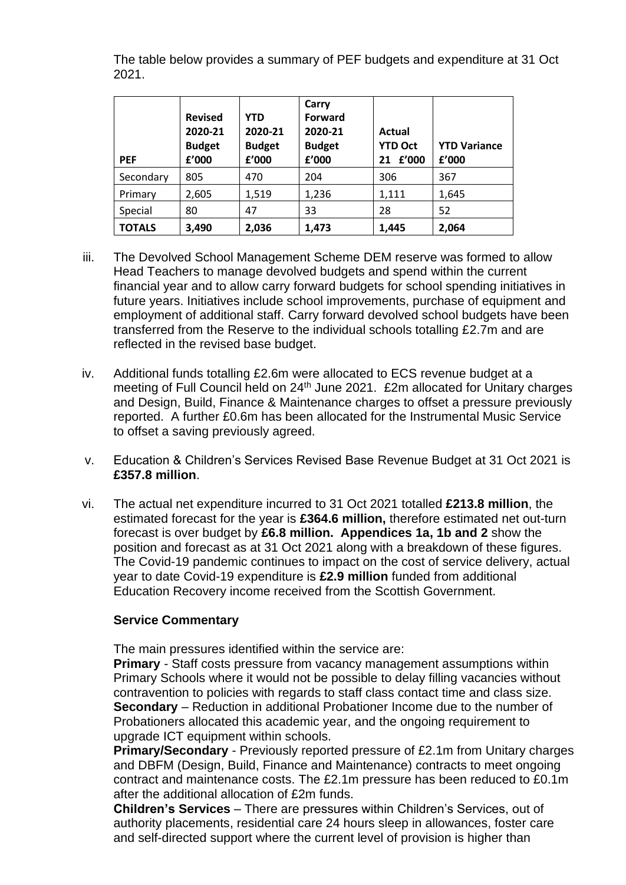The table below provides a summary of PEF budgets and expenditure at 31 Oct 2021.

| PEF | Revised 2020-21 Budget £'000 | YTD 2020-21 Budget £'000 | Carry Forward 2020-21 Budget £'000 | Actual YTD Oct 21 £'000 | YTD Variance £'000 |
|---|---|---|---|---|---|
| Secondary | 805 | 470 | 204 | 306 | 367 |
| Primary | 2,605 | 1,519 | 1,236 | 1,111 | 1,645 |
| Special | 80 | 47 | 33 | 28 | 52 |
| **TOTALS** | **3,490** | **2,036** | **1,473** | **1,445** | **2,064** |

iii. The Devolved School Management Scheme DEM reserve was formed to allow Head Teachers to manage devolved budgets and spend within the current financial year and to allow carry forward budgets for school spending initiatives in future years. Initiatives include school improvements, purchase of equipment and employment of additional staff. Carry forward devolved school budgets have been transferred from the Reserve to the individual schools totalling £2.7m and are reflected in the revised base budget.

iv. Additional funds totalling £2.6m were allocated to ECS revenue budget at a meeting of Full Council held on 24th June 2021. £2m allocated for Unitary charges and Design, Build, Finance & Maintenance charges to offset a pressure previously reported. A further £0.6m has been allocated for the Instrumental Music Service to offset a saving previously agreed.

v. Education & Children's Services Revised Base Revenue Budget at 31 Oct 2021 is **£357.8 million**.

vi. The actual net expenditure incurred to 31 Oct 2021 totalled **£213.8 million**, the estimated forecast for the year is **£364.6 million,** therefore estimated net out-turn forecast is over budget by **£6.8 million. Appendices 1a, 1b and 2** show the position and forecast as at 31 Oct 2021 along with a breakdown of these figures. The Covid-19 pandemic continues to impact on the cost of service delivery, actual year to date Covid-19 expenditure is **£2.9 million** funded from additional Education Recovery income received from the Scottish Government.

**Service Commentary**

The main pressures identified within the service are:

**Primary** - Staff costs pressure from vacancy management assumptions within Primary Schools where it would not be possible to delay filling vacancies without contravention to policies with regards to staff class contact time and class size.

**Secondary** – Reduction in additional Probationer Income due to the number of Probationers allocated this academic year, and the ongoing requirement to upgrade ICT equipment within schools.

**Primary/Secondary** - Previously reported pressure of £2.1m from Unitary charges and DBFM (Design, Build, Finance and Maintenance) contracts to meet ongoing contract and maintenance costs. The £2.1m pressure has been reduced to £0.1m after the additional allocation of £2m funds.

**Children's Services** – There are pressures within Children's Services, out of authority placements, residential care 24 hours sleep in allowances, foster care and self-directed support where the current level of provision is higher than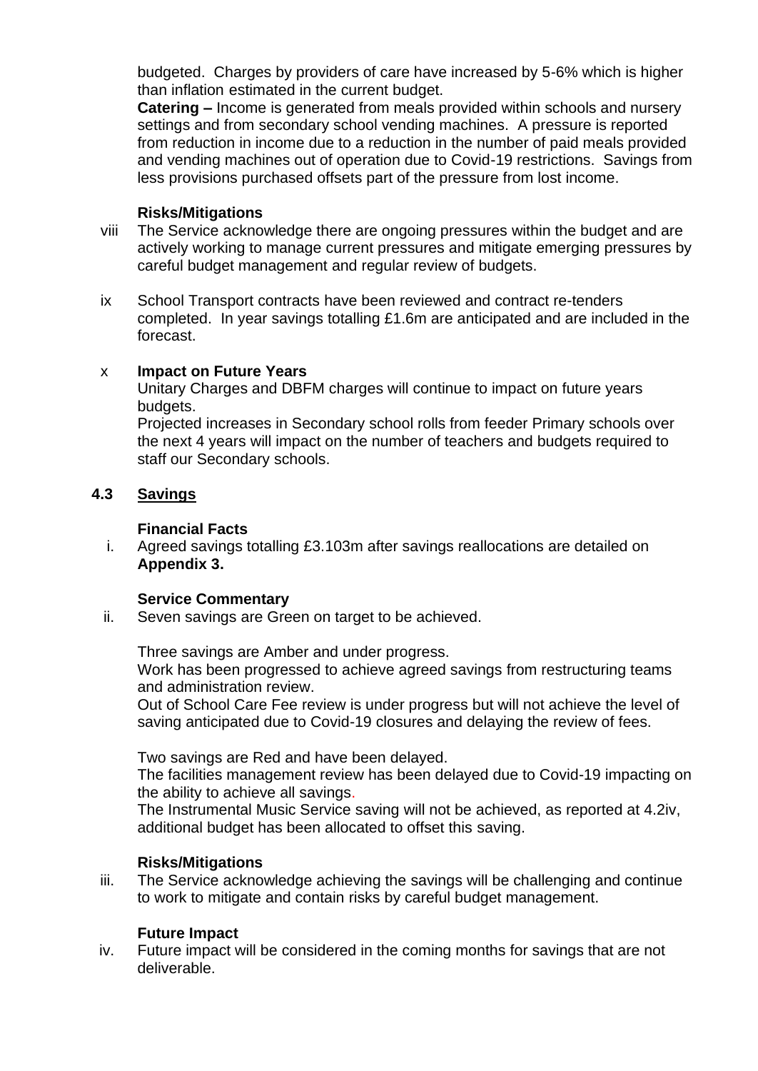budgeted. Charges by providers of care have increased by 5-6% which is higher than inflation estimated in the current budget.

**Catering –** Income is generated from meals provided within schools and nursery settings and from secondary school vending machines. A pressure is reported from reduction in income due to a reduction in the number of paid meals provided and vending machines out of operation due to Covid-19 restrictions. Savings from less provisions purchased offsets part of the pressure from lost income.

**Risks/Mitigations**

viii The Service acknowledge there are ongoing pressures within the budget and are actively working to manage current pressures and mitigate emerging pressures by careful budget management and regular review of budgets.

ix School Transport contracts have been reviewed and contract re-tenders completed. In year savings totalling £1.6m are anticipated and are included in the forecast.

x **Impact on Future Years**

Unitary Charges and DBFM charges will continue to impact on future years budgets.

Projected increases in Secondary school rolls from feeder Primary schools over the next 4 years will impact on the number of teachers and budgets required to staff our Secondary schools.

## 4.3 Savings

**Financial Facts**

i. Agreed savings totalling £3.103m after savings reallocations are detailed on **Appendix 3.**

**Service Commentary**

ii. Seven savings are Green on target to be achieved.

Three savings are Amber and under progress.

Work has been progressed to achieve agreed savings from restructuring teams and administration review.

Out of School Care Fee review is under progress but will not achieve the level of saving anticipated due to Covid-19 closures and delaying the review of fees.

Two savings are Red and have been delayed.

The facilities management review has been delayed due to Covid-19 impacting on the ability to achieve all savings.

The Instrumental Music Service saving will not be achieved, as reported at 4.2iv, additional budget has been allocated to offset this saving.

**Risks/Mitigations**

iii. The Service acknowledge achieving the savings will be challenging and continue to work to mitigate and contain risks by careful budget management.

**Future Impact**

iv. Future impact will be considered in the coming months for savings that are not deliverable.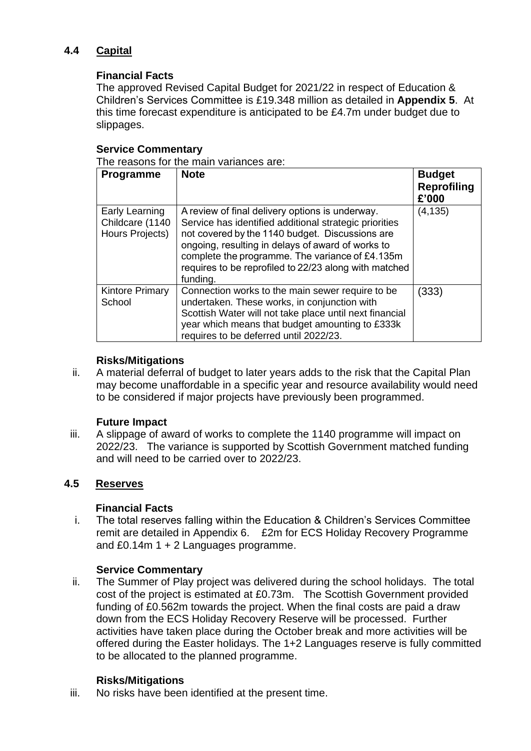## 4.4 Capital

**Financial Facts**

The approved Revised Capital Budget for 2021/22 in respect of Education & Children's Services Committee is £19.348 million as detailed in **Appendix 5**. At this time forecast expenditure is anticipated to be £4.7m under budget due to slippages.

**Service Commentary**

The reasons for the main variances are:

| Programme | Note | Budget Reprofiling £'000 |
|---|---|---|
| Early Learning Childcare (1140 Hours Projects) | A review of final delivery options is underway. Service has identified additional strategic priorities not covered by the 1140 budget. Discussions are ongoing, resulting in delays of award of works to complete the programme. The variance of £4.135m requires to be reprofiled to 22/23 along with matched funding. | (4,135) |
| Kintore Primary School | Connection works to the main sewer require to be undertaken. These works, in conjunction with Scottish Water will not take place until next financial year which means that budget amounting to £333k requires to be deferred until 2022/23. | (333) |

**Risks/Mitigations**

ii. A material deferral of budget to later years adds to the risk that the Capital Plan may become unaffordable in a specific year and resource availability would need to be considered if major projects have previously been programmed.

**Future Impact**

iii. A slippage of award of works to complete the 1140 programme will impact on 2022/23. The variance is supported by Scottish Government matched funding and will need to be carried over to 2022/23.

## 4.5 Reserves

**Financial Facts**

i. The total reserves falling within the Education & Children's Services Committee remit are detailed in Appendix 6. £2m for ECS Holiday Recovery Programme and £0.14m 1 + 2 Languages programme.

**Service Commentary**

ii. The Summer of Play project was delivered during the school holidays. The total cost of the project is estimated at £0.73m. The Scottish Government provided funding of £0.562m towards the project. When the final costs are paid a draw down from the ECS Holiday Recovery Reserve will be processed. Further activities have taken place during the October break and more activities will be offered during the Easter holidays. The 1+2 Languages reserve is fully committed to be allocated to the planned programme.

**Risks/Mitigations**

iii. No risks have been identified at the present time.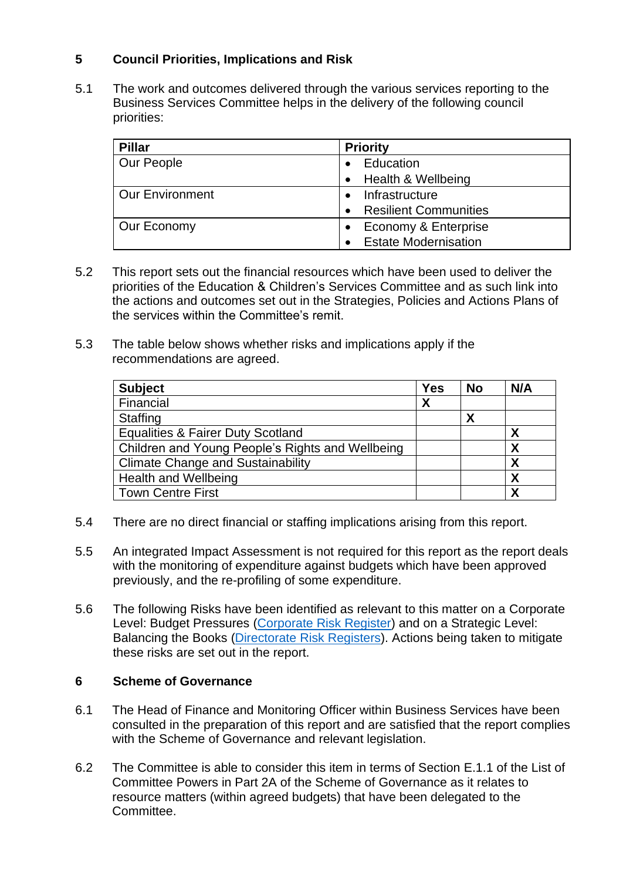## 5 Council Priorities, Implications and Risk

5.1 The work and outcomes delivered through the various services reporting to the Business Services Committee helps in the delivery of the following council priorities:

| Pillar | Priority |
|---|---|
| Our People | • Education<br>• Health & Wellbeing |
| Our Environment | • Infrastructure<br>• Resilient Communities |
| Our Economy | • Economy & Enterprise<br>• Estate Modernisation |

5.2 This report sets out the financial resources which have been used to deliver the priorities of the Education & Children's Services Committee and as such link into the actions and outcomes set out in the Strategies, Policies and Actions Plans of the services within the Committee's remit.

5.3 The table below shows whether risks and implications apply if the recommendations are agreed.

| Subject | Yes | No | N/A |
|---|---|---|---|
| Financial | X | | |
| Staffing | | X | |
| Equalities & Fairer Duty Scotland | | | X |
| Children and Young People's Rights and Wellbeing | | | X |
| Climate Change and Sustainability | | | X |
| Health and Wellbeing | | | X |
| Town Centre First | | | X |

5.4 There are no direct financial or staffing implications arising from this report.

5.5 An integrated Impact Assessment is not required for this report as the report deals with the monitoring of expenditure against budgets which have been approved previously, and the re-profiling of some expenditure.

5.6 The following Risks have been identified as relevant to this matter on a Corporate Level: Budget Pressures (Corporate Risk Register) and on a Strategic Level: Balancing the Books (Directorate Risk Registers). Actions being taken to mitigate these risks are set out in the report.

## 6 Scheme of Governance

6.1 The Head of Finance and Monitoring Officer within Business Services have been consulted in the preparation of this report and are satisfied that the report complies with the Scheme of Governance and relevant legislation.

6.2 The Committee is able to consider this item in terms of Section E.1.1 of the List of Committee Powers in Part 2A of the Scheme of Governance as it relates to resource matters (within agreed budgets) that have been delegated to the Committee.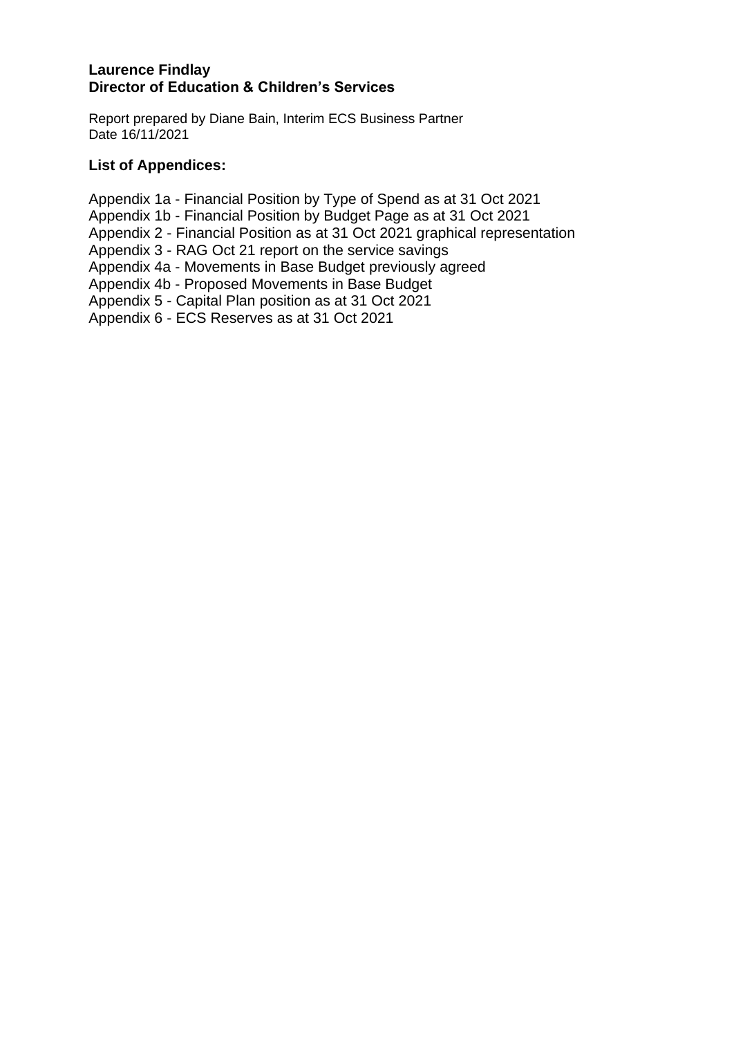**Laurence Findlay**
**Director of Education & Children's Services**

Report prepared by Diane Bain, Interim ECS Business Partner
Date 16/11/2021

### List of Appendices:

Appendix 1a - Financial Position by Type of Spend as at 31 Oct 2021
Appendix 1b - Financial Position by Budget Page as at 31 Oct 2021
Appendix 2 - Financial Position as at 31 Oct 2021 graphical representation
Appendix 3 - RAG Oct 21 report on the service savings
Appendix 4a - Movements in Base Budget previously agreed
Appendix 4b - Proposed Movements in Base Budget
Appendix 5 - Capital Plan position as at 31 Oct 2021
Appendix 6 - ECS Reserves as at 31 Oct 2021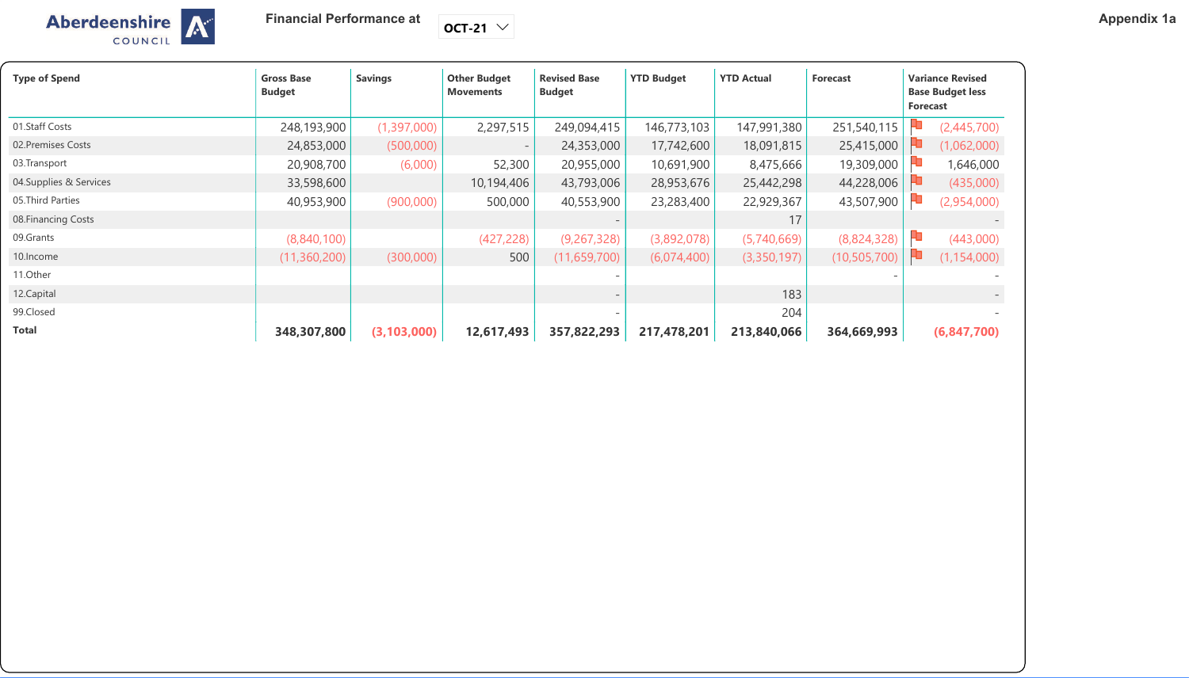Aberdeenshire COUNCIL

**Financial Performance at** OCT-21

**Appendix 1a**

| Type of Spend | Gross Base Budget | Savings | Other Budget Movements | Revised Base Budget | YTD Budget | YTD Actual | Forecast | Variance Revised Base Budget less Forecast |
|---|---|---|---|---|---|---|---|---|
| 01.Staff Costs | 248,193,900 | (1,397,000) | 2,297,515 | 249,094,415 | 146,773,103 | 147,991,380 | 251,540,115 | (2,445,700) |
| 02.Premises Costs | 24,853,000 | (500,000) | - | 24,353,000 | 17,742,600 | 18,091,815 | 25,415,000 | (1,062,000) |
| 03.Transport | 20,908,700 | (6,000) | 52,300 | 20,955,000 | 10,691,900 | 8,475,666 | 19,309,000 | 1,646,000 |
| 04.Supplies & Services | 33,598,600 | | 10,194,406 | 43,793,006 | 28,953,676 | 25,442,298 | 44,228,006 | (435,000) |
| 05.Third Parties | 40,953,900 | (900,000) | 500,000 | 40,553,900 | 23,283,400 | 22,929,367 | 43,507,900 | (2,954,000) |
| 08.Financing Costs | | | | - | | 17 | | - |
| 09.Grants | (8,840,100) | | (427,228) | (9,267,328) | (3,892,078) | (5,740,669) | (8,824,328) | (443,000) |
| 10.Income | (11,360,200) | (300,000) | 500 | (11,659,700) | (6,074,400) | (3,350,197) | (10,505,700) | (1,154,000) |
| 11.Other | | | | - | | | - | - |
| 12.Capital | | | | - | | 183 | | - |
| 99.Closed | | | | - | | 204 | | - |
| **Total** | **348,307,800** | **(3,103,000)** | **12,617,493** | **357,822,293** | **217,478,201** | **213,840,066** | **364,669,993** | **(6,847,700)** |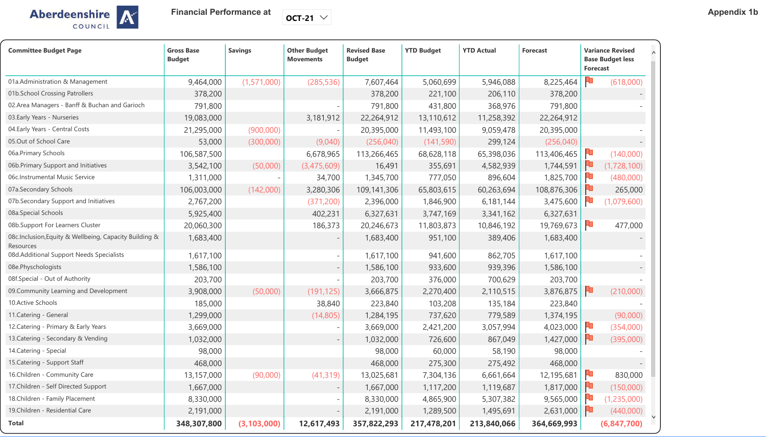Aberdeenshire COUNCIL

Financial Performance at OCT-21

Appendix 1b

| Committee Budget Page | Gross Base Budget | Savings | Other Budget Movements | Revised Base Budget | YTD Budget | YTD Actual | Forecast | Variance Revised Base Budget less Forecast |
|---|---|---|---|---|---|---|---|---|
| 01a.Administration & Management | 9,464,000 | (1,571,000) | (285,536) | 7,607,464 | 5,060,699 | 5,946,088 | 8,225,464 | (618,000) |
| 01b.School Crossing Patrollers | 378,200 | | | 378,200 | 221,100 | 206,110 | 378,200 | - |
| 02.Area Managers - Banff & Buchan and Garioch | 791,800 | | - | 791,800 | 431,800 | 368,976 | 791,800 | - |
| 03.Early Years - Nurseries | 19,083,000 | | 3,181,912 | 22,264,912 | 13,110,612 | 11,258,392 | 22,264,912 | |
| 04.Early Years - Central Costs | 21,295,000 | (900,000) | - | 20,395,000 | 11,493,100 | 9,059,478 | 20,395,000 | - |
| 05.Out of School Care | 53,000 | (300,000) | (9,040) | (256,040) | (141,590) | 299,124 | (256,040) | - |
| 06a.Primary Schools | 106,587,500 | | 6,678,965 | 113,266,465 | 68,628,118 | 65,398,036 | 113,406,465 | (140,000) |
| 06b.Primary Support and Initiatives | 3,542,100 | (50,000) | (3,475,609) | 16,491 | 355,691 | 4,582,939 | 1,744,591 | (1,728,100) |
| 06c.Instrumental Music Service | 1,311,000 | - | 34,700 | 1,345,700 | 777,050 | 896,604 | 1,825,700 | (480,000) |
| 07a.Secondary Schools | 106,003,000 | (142,000) | 3,280,306 | 109,141,306 | 65,803,615 | 60,263,694 | 108,876,306 | 265,000 |
| 07b.Secondary Support and Initiatives | 2,767,200 | | (371,200) | 2,396,000 | 1,846,900 | 6,181,144 | 3,475,600 | (1,079,600) |
| 08a.Special Schools | 5,925,400 | | 402,231 | 6,327,631 | 3,747,169 | 3,341,162 | 6,327,631 | |
| 08b.Support For Learners Cluster | 20,060,300 | | 186,373 | 20,246,673 | 11,803,873 | 10,846,192 | 19,769,673 | 477,000 |
| 08c.Inclusion,Equity & Wellbeing, Capacity Building & Resources | 1,683,400 | | - | 1,683,400 | 951,100 | 389,406 | 1,683,400 | - |
| 08d.Additional Support Needs Specialists | 1,617,100 | | - | 1,617,100 | 941,600 | 862,705 | 1,617,100 | - |
| 08e.Physchologists | 1,586,100 | | - | 1,586,100 | 933,600 | 939,396 | 1,586,100 | - |
| 08f.Special - Out of Authority | 203,700 | | - | 203,700 | 376,000 | 700,629 | 203,700 | - |
| 09.Community Learning and Development | 3,908,000 | (50,000) | (191,125) | 3,666,875 | 2,270,400 | 2,110,515 | 3,876,875 | (210,000) |
| 10.Active Schools | 185,000 | | 38,840 | 223,840 | 103,208 | 135,184 | 223,840 | - |
| 11.Catering - General | 1,299,000 | | (14,805) | 1,284,195 | 737,620 | 779,589 | 1,374,195 | (90,000) |
| 12.Catering - Primary & Early Years | 3,669,000 | | - | 3,669,000 | 2,421,200 | 3,057,994 | 4,023,000 | (354,000) |
| 13.Catering - Secondary & Vending | 1,032,000 | | - | 1,032,000 | 726,600 | 867,049 | 1,427,000 | (395,000) |
| 14.Catering - Special | 98,000 | | | 98,000 | 60,000 | 58,190 | 98,000 | - |
| 15.Catering - Support Staff | 468,000 | | | 468,000 | 275,300 | 275,492 | 468,000 | - |
| 16.Children - Community Care | 13,157,000 | (90,000) | (41,319) | 13,025,681 | 7,304,136 | 6,661,664 | 12,195,681 | 830,000 |
| 17.Children - Self Directed Support | 1,667,000 | | | 1,667,000 | 1,117,200 | 1,119,687 | 1,817,000 | (150,000) |
| 18.Children - Family Placement | 8,330,000 | | - | 8,330,000 | 4,865,900 | 5,307,382 | 9,565,000 | (1,235,000) |
| 19.Children - Residential Care | 2,191,000 | | - | 2,191,000 | 1,289,500 | 1,495,691 | 2,631,000 | (440,000) |
| **Total** | **348,307,800** | **(3,103,000)** | **12,617,493** | **357,822,293** | **217,478,201** | **213,840,066** | **364,669,993** | **(6,847,700)** |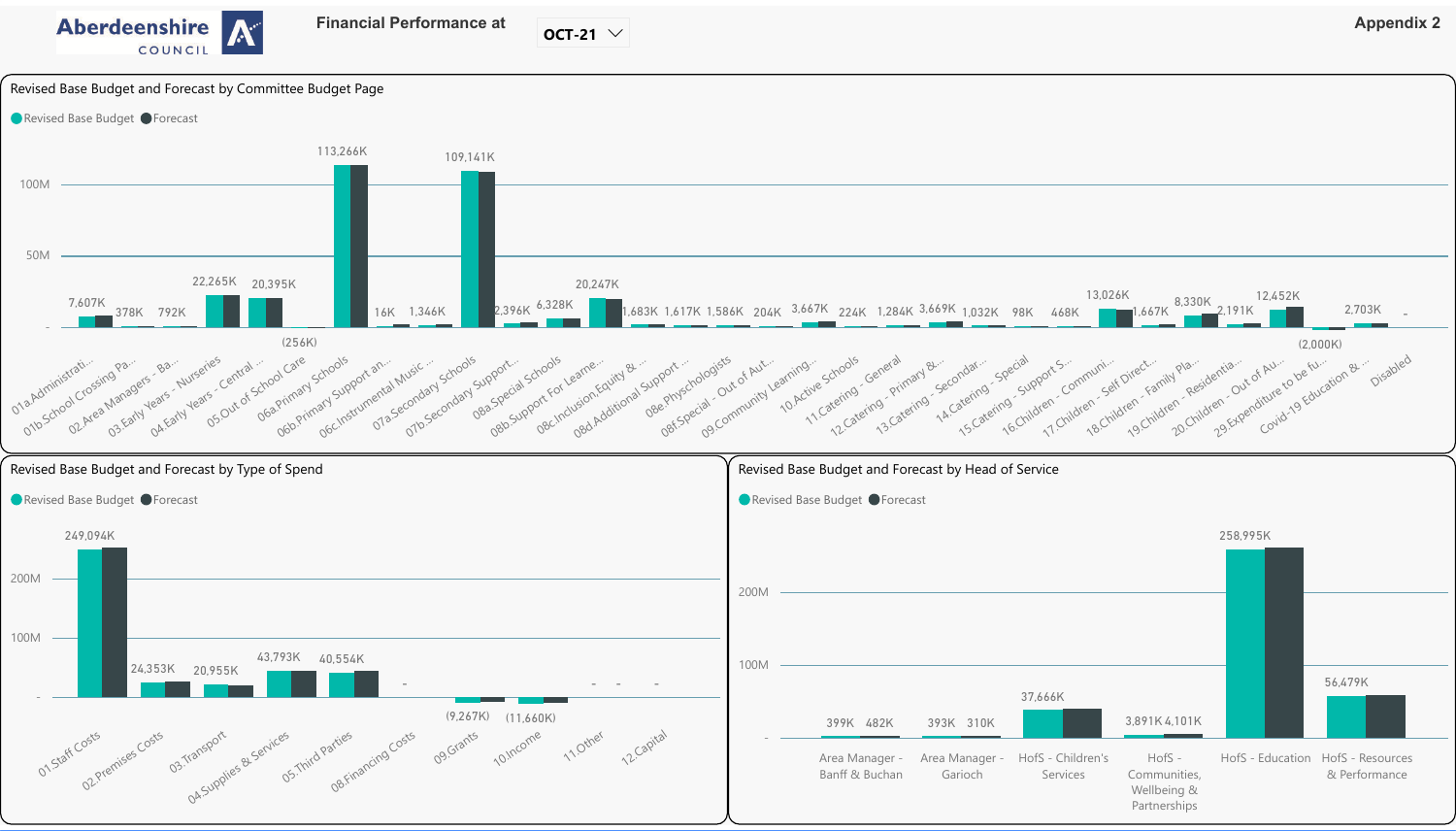**Aberdeenshire COUNCIL**

# Financial Performance at OCT-21

Appendix 2

## Revised Base Budget and Forecast by Committee Budget Page

Revised Base Budget ● Forecast

| Budget Page | Value |
|---|---|
| 01a.Administrati... | 7,607K |
| 01b.School Crossing Pa... | 378K |
| 02.Area Managers - Ba... | 792K |
| 03.Early Years - Nurseries | 22,265K |
| 04.Early Years - Central ... | 20,395K |
| 05.Out of School Care | (256K) |
| 06a.Primary Schools | 113,266K |
| 06b.Primary Support an... | 16K |
| 06c.Instrumental Music ... | 1,346K |
| 07a.Secondary Schools | 109,141K |
| 07b.Secondary Support... | 2,396K |
| 08a.Special Schools | 6,328K |
| 08b.Support For Learne... | 20,247K |
| 08c.Inclusion, Equity & ... | 1,683K |
| 08d.Additional Support ... | 1,617K |
| 08e.Phychologists | 1,586K |
| 08f.Special - Out of Aut... | 204K |
| 09.Community Learning... | 3,667K |
| 10.Active Schools | 224K |
| 11.Catering - General | 1,284K |
| 12.Catering - Primary &... | 3,669K |
| 13.Catering - Secondar... | 1,032K |
| 14.Catering - Special | 98K |
| 15.Catering - Support S... | 468K |
| 16.Children - Communi... | 13,026K |
| 17.Children - Self Direct... | 1,667K |
| 18.Children - Family Pla... | 8,330K |
| 19.Children - Residentia... | 2,191K |
| 20.Children - Out of Au... | 12,452K |
| 29.Expenditure to be fu... | (2,000K) |
| Covid-19 Education & ... | 2,703K |
| Disabled | - |

## Revised Base Budget and Forecast by Type of Spend

Revised Base Budget ● Forecast

| Type of Spend | Value |
|---|---|
| 01.Staff Costs | 249,094K |
| 02.Premises Costs | 24,353K |
| 03.Transport | 20,955K |
| 04.Supplies & Services | 43,793K |
| 05.Third Parties | 40,554K |
| 08.Financing Costs | - |
| 09.Grants | (9,267K) |
| 10.Income | (11,660K) |
| 11.Other | - |
| 12.Capital | - |

## Revised Base Budget and Forecast by Head of Service

Revised Base Budget ● Forecast

| Head of Service | Revised Base Budget | Forecast |
|---|---|---|
| Area Manager - Banff & Buchan | 399K | 482K |
| Area Manager - Garioch | 393K | 310K |
| HofS - Children's Services | 37,666K | |
| HofS - Communities, Wellbeing & Partnerships | 3,891K | 4,101K |
| HofS - Education | 258,995K | |
| HofS - Resources & Performance | 56,479K | |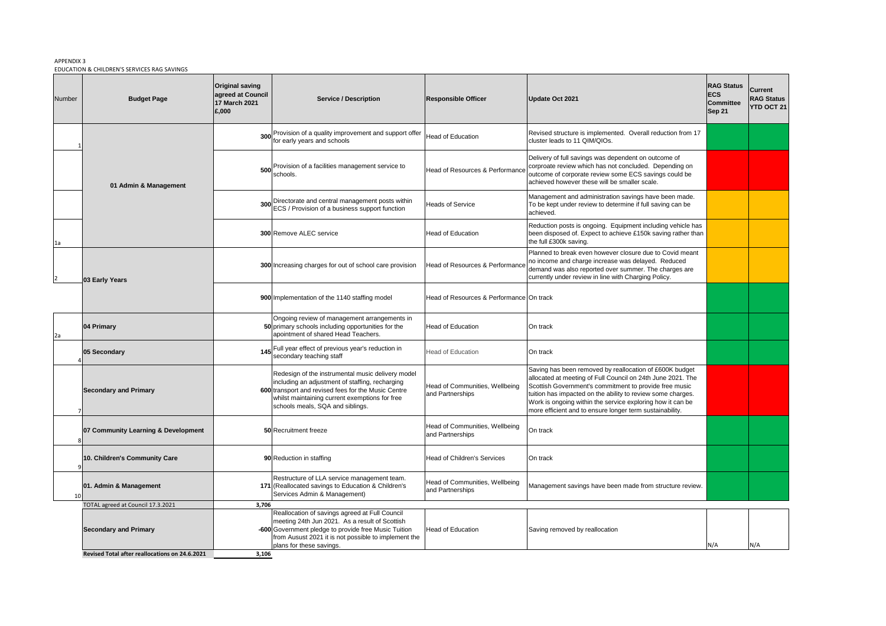APPENDIX 3

EDUCATION & CHILDREN'S SERVICES RAG SAVINGS

| Number | Budget Page | Original saving agreed at Council 17 March 2021 £,000 | Service / Description | Responsible Officer | Update Oct 2021 | RAG Status ECS Committee Sep 21 | Current RAG Status YTD OCT 21 |
|---|---|---|---|---|---|---|---|
| 1 | 01 Admin & Management | 300 | Provision of a quality improvement and support offer for early years and schools | Head of Education | Revised structure is implemented. Overall reduction from 17 cluster leads to 11 QIM/QIOs. | | |
| | | 500 | Provision of a facilities management service to schools. | Head of Resources & Performance | Delivery of full savings was dependent on outcome of corproate review which has not concluded. Depending on outcome of corporate review some ECS savings could be achieved however these will be smaller scale. | | |
| | | 300 | Directorate and central management posts within ECS / Provision of a business support function | Heads of Service | Management and administration savings have been made. To be kept under review to determine if full saving can be achieved. | | |
| 1a | | 300 | Remove ALEC service | Head of Education | Reduction posts is ongoing. Equipment including vehicle has been disposed of. Expect to achieve £150k saving rather than the full £300k saving. | | |
| 2 | 03 Early Years | 300 | Increasing charges for out of school care provision | Head of Resources & Performance | Planned to break even however closure due to Covid meant no income and charge increase was delayed. Reduced demand was also reported over summer. The charges are currently under review in line with Charging Policy. | | |
| | | 900 | Implementation of the 1140 staffing model | Head of Resources & Performance | On track | | |
| 2a | 04 Primary | 50 | Ongoing review of management arrangements in primary schools including opportunities for the apointment of shared Head Teachers. | Head of Education | On track | | |
| 4 | 05 Secondary | 145 | Full year effect of previous year's reduction in secondary teaching staff | Head of Education | On track | | |
| 7 | Secondary and Primary | 600 | Redesign of the instrumental music delivery model including an adjustment of staffing, recharging transport and revised fees for the Music Centre whilst maintaining current exemptions for free schools meals, SQA and siblings. | Head of Communities, Wellbeing and Partnerships | Saving has been removed by reallocation of £600K budget allocated at meeting of Full Council on 24th June 2021. The Scottish Government's commitment to provide free music tuition has impacted on the ability to review some charges. Work is ongoing within the service exploring how it can be more efficient and to ensure longer term sustainability. | | |
| 8 | 07 Community Learning & Development | 50 | Recruitment freeze | Head of Communities, Wellbeing and Partnerships | On track | | |
| 9 | 10. Children's Community Care | 90 | Reduction in staffing | Head of Children's Services | On track | | |
| 10 | 01. Admin & Management | 171 | Restructure of LLA service management team. (Reallocated savings to Education & Children's Services Admin & Management) | Head of Communities, Wellbeing and Partnerships | Management savings have been made from structure review. | | |
| | TOTAL agreed at Council 17.3.2021 | 3,706 | | | | | |
| | Secondary and Primary | -600 | Reallocation of savings agreed at Full Council meeting 24th Jun 2021. As a result of Scottish Government pledge to provide free Music Tuition from Ausust 2021 it is not possible to implement the plans for these savings. | Head of Education | Saving removed by reallocation | N/A | N/A |
| | **Revised Total after reallocations on 24.6.2021** | 3,106 | | | | | |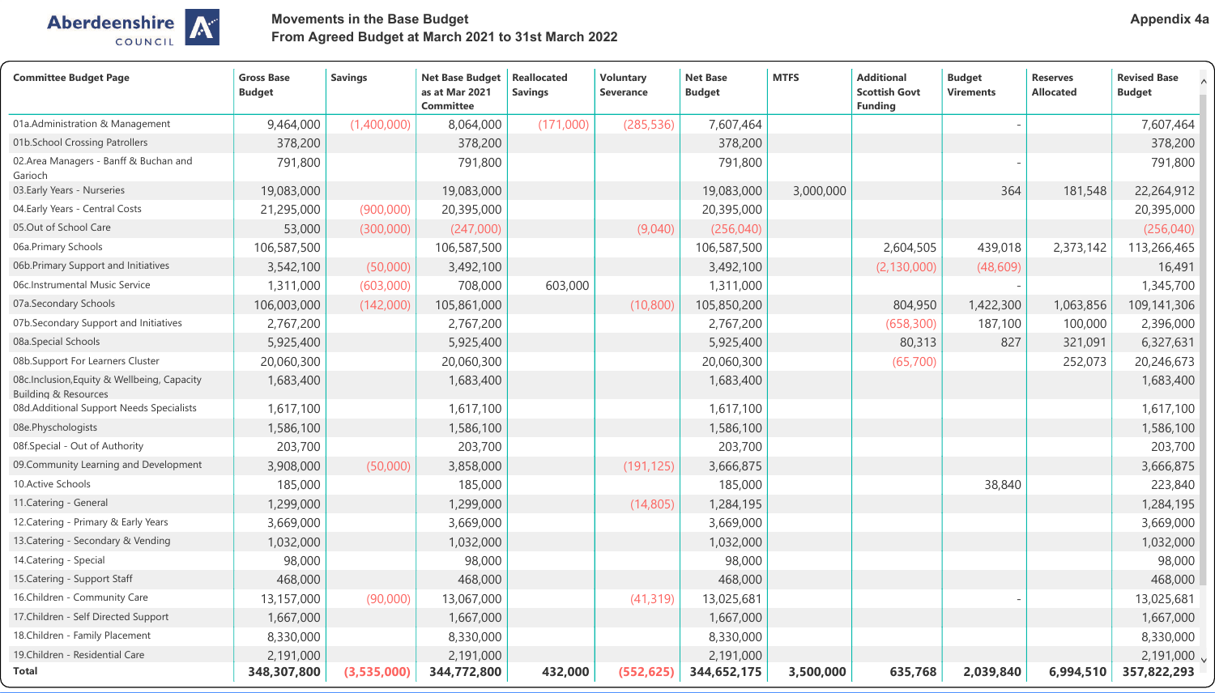Aberdeenshire COUNCIL

**Movements in the Base Budget**
**From Agreed Budget at March 2021 to 31st March 2022**

**Appendix 4a**

| Committee Budget Page | Gross Base Budget | Savings | Net Base Budget as at Mar 2021 Committee | Reallocated Savings | Voluntary Severance | Net Base Budget | MTFS | Additional Scottish Govt Funding | Budget Virements | Reserves Allocated | Revised Base Budget |
|---|---|---|---|---|---|---|---|---|---|---|---|
| 01a.Administration & Management | 9,464,000 | (1,400,000) | 8,064,000 | (171,000) | (285,536) | 7,607,464 | | | - | | 7,607,464 |
| 01b.School Crossing Patrollers | 378,200 | | 378,200 | | | 378,200 | | | | | 378,200 |
| 02.Area Managers - Banff & Buchan and Garioch | 791,800 | | 791,800 | | | 791,800 | | | - | | 791,800 |
| 03.Early Years - Nurseries | 19,083,000 | | 19,083,000 | | | 19,083,000 | 3,000,000 | | 364 | 181,548 | 22,264,912 |
| 04.Early Years - Central Costs | 21,295,000 | (900,000) | 20,395,000 | | | 20,395,000 | | | | | 20,395,000 |
| 05.Out of School Care | 53,000 | (300,000) | (247,000) | | (9,040) | (256,040) | | | | | (256,040) |
| 06a.Primary Schools | 106,587,500 | | 106,587,500 | | | 106,587,500 | | 2,604,505 | 439,018 | 2,373,142 | 113,266,465 |
| 06b.Primary Support and Initiatives | 3,542,100 | (50,000) | 3,492,100 | | | 3,492,100 | | (2,130,000) | (48,609) | | 16,491 |
| 06c.Instrumental Music Service | 1,311,000 | (603,000) | 708,000 | 603,000 | | 1,311,000 | | | - | | 1,345,700 |
| 07a.Secondary Schools | 106,003,000 | (142,000) | 105,861,000 | | (10,800) | 105,850,200 | | 804,950 | 1,422,300 | 1,063,856 | 109,141,306 |
| 07b.Secondary Support and Initiatives | 2,767,200 | | 2,767,200 | | | 2,767,200 | | (658,300) | 187,100 | 100,000 | 2,396,000 |
| 08a.Special Schools | 5,925,400 | | 5,925,400 | | | 5,925,400 | | 80,313 | 827 | 321,091 | 6,327,631 |
| 08b.Support For Learners Cluster | 20,060,300 | | 20,060,300 | | | 20,060,300 | | (65,700) | | 252,073 | 20,246,673 |
| 08c.Inclusion,Equity & Wellbeing, Capacity Building & Resources | 1,683,400 | | 1,683,400 | | | 1,683,400 | | | | | 1,683,400 |
| 08d.Additional Support Needs Specialists | 1,617,100 | | 1,617,100 | | | 1,617,100 | | | | | 1,617,100 |
| 08e.Physchologists | 1,586,100 | | 1,586,100 | | | 1,586,100 | | | | | 1,586,100 |
| 08f.Special - Out of Authority | 203,700 | | 203,700 | | | 203,700 | | | | | 203,700 |
| 09.Community Learning and Development | 3,908,000 | (50,000) | 3,858,000 | | (191,125) | 3,666,875 | | | | | 3,666,875 |
| 10.Active Schools | 185,000 | | 185,000 | | | 185,000 | | | 38,840 | | 223,840 |
| 11.Catering - General | 1,299,000 | | 1,299,000 | | (14,805) | 1,284,195 | | | | | 1,284,195 |
| 12.Catering - Primary & Early Years | 3,669,000 | | 3,669,000 | | | 3,669,000 | | | | | 3,669,000 |
| 13.Catering - Secondary & Vending | 1,032,000 | | 1,032,000 | | | 1,032,000 | | | | | 1,032,000 |
| 14.Catering - Special | 98,000 | | 98,000 | | | 98,000 | | | | | 98,000 |
| 15.Catering - Support Staff | 468,000 | | 468,000 | | | 468,000 | | | | | 468,000 |
| 16.Children - Community Care | 13,157,000 | (90,000) | 13,067,000 | | (41,319) | 13,025,681 | | | - | | 13,025,681 |
| 17.Children - Self Directed Support | 1,667,000 | | 1,667,000 | | | 1,667,000 | | | | | 1,667,000 |
| 18.Children - Family Placement | 8,330,000 | | 8,330,000 | | | 8,330,000 | | | | | 8,330,000 |
| 19.Children - Residential Care | 2,191,000 | | 2,191,000 | | | 2,191,000 | | | | | 2,191,000 |
| **Total** | **348,307,800** | **(3,535,000)** | **344,772,800** | **432,000** | **(552,625)** | **344,652,175** | **3,500,000** | **635,768** | **2,039,840** | **6,994,510** | **357,822,293** |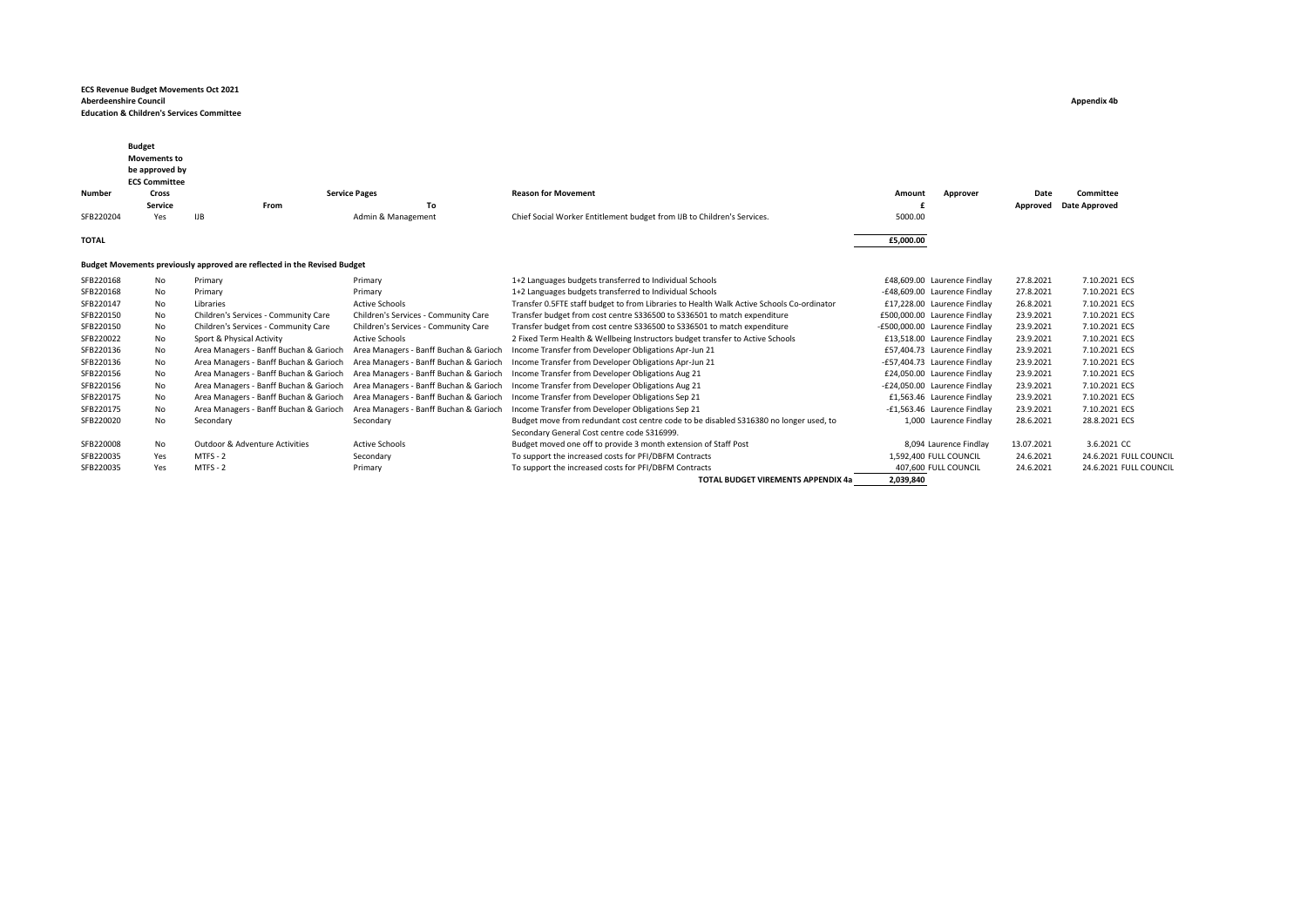**ECS Revenue Budget Movements Oct 2021**
**Aberdeenshire Council**
**Education & Children's Services Committee**

**Appendix 4b**

**Budget Movements to be approved by ECS Committee**

| Number | Cross Service | Service Pages From | Service Pages To | Reason for Movement | Amount £ | Approver | Date Approved | Committee Date Approved |
|---|---|---|---|---|---|---|---|---|
| SFB220204 | Yes | IJB | Admin & Management | Chief Social Worker Entitlement budget from IJB to Children's Services. | 5000.00 | | | |
| **TOTAL** | | | | | **£5,000.00** | | | |

**Budget Movements previously approved are reflected in the Revised Budget**

| Number | Cross Service | From | To | Reason for Movement | Amount | Approver | Date Approved | Committee Date Approved |
|---|---|---|---|---|---|---|---|---|
| SFB220168 | No | Primary | Primary | 1+2 Languages budgets transferred to Individual Schools | £48,609.00 | Laurence Findlay | 27.8.2021 | 7.10.2021 ECS |
| SFB220168 | No | Primary | Primary | 1+2 Languages budgets transferred to Individual Schools | -£48,609.00 | Laurence Findlay | 27.8.2021 | 7.10.2021 ECS |
| SFB220147 | No | Libraries | Active Schools | Transfer 0.5FTE staff budget to from Libraries to Health Walk Active Schools Co-ordinator | £17,228.00 | Laurence Findlay | 26.8.2021 | 7.10.2021 ECS |
| SFB220150 | No | Children's Services - Community Care | Children's Services - Community Care | Transfer budget from cost centre S336500 to S336501 to match expenditure | £500,000.00 | Laurence Findlay | 23.9.2021 | 7.10.2021 ECS |
| SFB220150 | No | Children's Services - Community Care | Children's Services - Community Care | Transfer budget from cost centre S336500 to S336501 to match expenditure | -£500,000.00 | Laurence Findlay | 23.9.2021 | 7.10.2021 ECS |
| SFB220022 | No | Sport & Physical Activity | Active Schools | 2 Fixed Term Health & Wellbeing Instructors budget transfer to Active Schools | £13,518.00 | Laurence Findlay | 23.9.2021 | 7.10.2021 ECS |
| SFB220136 | No | Area Managers - Banff Buchan & Garioch | Area Managers - Banff Buchan & Garioch | Income Transfer from Developer Obligations Apr-Jun 21 | £57,404.73 | Laurence Findlay | 23.9.2021 | 7.10.2021 ECS |
| SFB220136 | No | Area Managers - Banff Buchan & Garioch | Area Managers - Banff Buchan & Garioch | Income Transfer from Developer Obligations Apr-Jun 21 | -£57,404.73 | Laurence Findlay | 23.9.2021 | 7.10.2021 ECS |
| SFB220156 | No | Area Managers - Banff Buchan & Garioch | Area Managers - Banff Buchan & Garioch | Income Transfer from Developer Obligations Aug 21 | £24,050.00 | Laurence Findlay | 23.9.2021 | 7.10.2021 ECS |
| SFB220156 | No | Area Managers - Banff Buchan & Garioch | Area Managers - Banff Buchan & Garioch | Income Transfer from Developer Obligations Aug 21 | -£24,050.00 | Laurence Findlay | 23.9.2021 | 7.10.2021 ECS |
| SFB220175 | No | Area Managers - Banff Buchan & Garioch | Area Managers - Banff Buchan & Garioch | Income Transfer from Developer Obligations Sep 21 | £1,563.46 | Laurence Findlay | 23.9.2021 | 7.10.2021 ECS |
| SFB220175 | No | Area Managers - Banff Buchan & Garioch | Area Managers - Banff Buchan & Garioch | Income Transfer from Developer Obligations Sep 21 | -£1,563.46 | Laurence Findlay | 23.9.2021 | 7.10.2021 ECS |
| SFB220020 | No | Secondary | Secondary | Budget move from redundant cost centre code to be disabled S316380 no longer used, to Secondary General Cost centre code S316999. | 1,000 | Laurence Findlay | 28.6.2021 | 28.8.2021 ECS |
| SFB220008 | No | Outdoor & Adventure Activities | Active Schools | Budget moved one off to provide 3 month extension of Staff Post | 8,094 | Laurence Findlay | 13.07.2021 | 3.6.2021 CC |
| SFB220035 | Yes | MTFS - 2 | Secondary | To support the increased costs for PFI/DBFM Contracts | 1,592,400 | FULL COUNCIL | 24.6.2021 | 24.6.2021 FULL COUNCIL |
| SFB220035 | Yes | MTFS - 2 | Primary | To support the increased costs for PFI/DBFM Contracts | 407,600 | FULL COUNCIL | 24.6.2021 | 24.6.2021 FULL COUNCIL |
| | | | | **TOTAL BUDGET VIREMENTS APPENDIX 4a** | **2,039,840** | | | |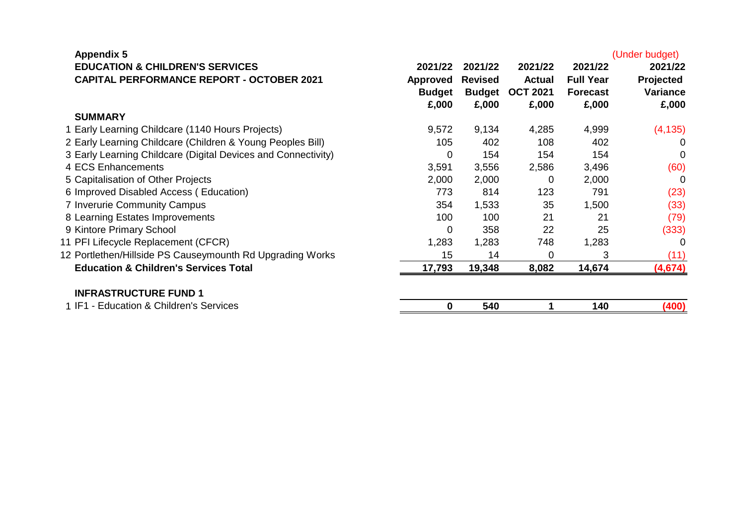**Appendix 5**

**EDUCATION & CHILDREN'S SERVICES**

**CAPITAL PERFORMANCE REPORT - OCTOBER 2021**

| | 2021/22 Approved Budget £,000 | 2021/22 Revised Budget £,000 | 2021/22 Actual OCT 2021 £,000 | 2021/22 Full Year Forecast £,000 | (Under budget) 2021/22 Projected Variance £,000 |
|---|---|---|---|---|---|
| **SUMMARY** | | | | | |
| 1 Early Learning Childcare (1140 Hours Projects) | 9,572 | 9,134 | 4,285 | 4,999 | (4,135) |
| 2 Early Learning Childcare (Children & Young Peoples Bill) | 105 | 402 | 108 | 402 | 0 |
| 3 Early Learning Childcare (Digital Devices and Connectivity) | 0 | 154 | 154 | 154 | 0 |
| 4 ECS Enhancements | 3,591 | 3,556 | 2,586 | 3,496 | (60) |
| 5 Capitalisation of Other Projects | 2,000 | 2,000 | 0 | 2,000 | 0 |
| 6 Improved Disabled Access ( Education) | 773 | 814 | 123 | 791 | (23) |
| 7 Inverurie Community Campus | 354 | 1,533 | 35 | 1,500 | (33) |
| 8 Learning Estates Improvements | 100 | 100 | 21 | 21 | (79) |
| 9 Kintore Primary School | 0 | 358 | 22 | 25 | (333) |
| 11 PFI Lifecycle Replacement (CFCR) | 1,283 | 1,283 | 748 | 1,283 | 0 |
| 12 Portlethen/Hillside PS Causeymounth Rd Upgrading Works | 15 | 14 | 0 | 3 | (11) |
| **Education & Children's Services Total** | **17,793** | **19,348** | **8,082** | **14,674** | **(4,674)** |
| | | | | | |
| **INFRASTRUCTURE FUND 1** | | | | | |
| 1 IF1 - Education & Children's Services | **0** | **540** | **1** | **140** | **(400)** |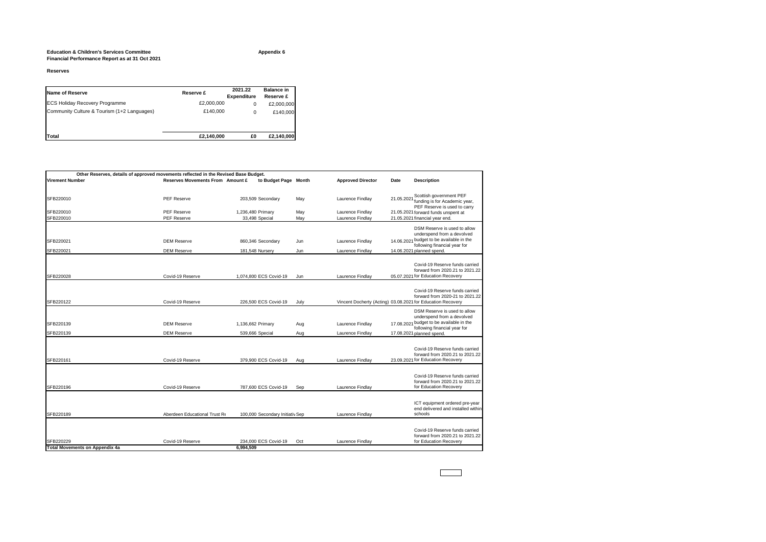**Education & Children's Services Committee**
**Financial Performance Report as at 31 Oct 2021**

**Appendix 6**

**Reserves**

| Name of Reserve | Reserve £ | 2021.22 Expenditure | Balance in Reserve £ |
|---|---|---|---|
| ECS Holiday Recovery Programme | £2,000,000 | 0 | £2,000,000 |
| Community Culture & Tourism (1+2 Languages) | £140,000 | 0 | £140,000 |
| **Total** | **£2,140,000** | **£0** | **£2,140,000** |

**Other Reserves, details of approved movements reflected in the Revised Base Budget.**

| Virement Number | Reserves Movements From | Amount £ | to Budget Page | Month | Approved Director | Date | Description |
|---|---|---|---|---|---|---|---|
| SFB220010 | PEF Reserve | 203,509 | Secondary | May | Laurence Findlay | 21.05.2021 | Scottish government PEF funding is for Academic year, PEF Reserve is used to carry forward funds unspent at financial year end. |
| SFB220010 | PEF Reserve | 1,236,480 | Primary | May | Laurence Findlay | 21.05.2021 | |
| SFB220010 | PEF Reserve | 33,498 | Special | May | Laurence Findlay | 21.05.2021 | |
| SFB220021 | DEM Reserve | 860,346 | Secondary | Jun | Laurence Findlay | 14.06.2021 | DSM Reserve is used to allow underspend from a devolved budget to be available in the following financial year for planned spend. |
| SFB220021 | DEM Reserve | 181,548 | Nursery | Jun | Laurence Findlay | 14.06.2021 | |
| SFB220028 | Covid-19 Reserve | 1,074,800 | ECS Covid-19 | Jun | Laurence Findlay | 05.07.2021 | Covid-19 Reserve funds carried forward from 2020.21 to 2021.22 for Education Recovery |
| SFB220122 | Covid-19 Reserve | 226,500 | ECS Covid-19 | July | Vincent Docherty (Acting) | 03.08.2021 | Covid-19 Reserve funds carried forward from 2020-21 to 2021.22 for Education Recovery |
| SFB220139 | DEM Reserve | 1,136,662 | Primary | Aug | Laurence Findlay | 17.08.2021 | DSM Reserve is used to allow underspend from a devolved budget to be available in the following financial year for planned spend. |
| SFB220139 | DEM Reserve | 539,666 | Special | Aug | Laurence Findlay | 17.08.2021 | |
| SFB220161 | Covid-19 Reserve | 379,900 | ECS Covid-19 | Aug | Laurence Findlay | 23.09.2021 | Covid-19 Reserve funds carried forward from 2020.21 to 2021.22 for Education Recovery |
| SFB220196 | Covid-19 Reserve | 787,600 | ECS Covid-19 | Sep | Laurence Findlay | | Covid-19 Reserve funds carried forward from 2020.21 to 2021.22 for Education Recovery |
| SFB220189 | Aberdeen Educational Trust Re | 100,000 | Secondary Initiativ | Sep | Laurence Findlay | | ICT equipment ordered pre-year end delivered and installed within schools |
| SFB220229 | Covid-19 Reserve | 234,000 | ECS Covid-19 | Oct | Laurence Findlay | | Covid-19 Reserve funds carried forward from 2020.21 to 2021.22 for Education Recovery |
| **Total Movements on Appendix 4a** | | **6,994,509** | | | | | |